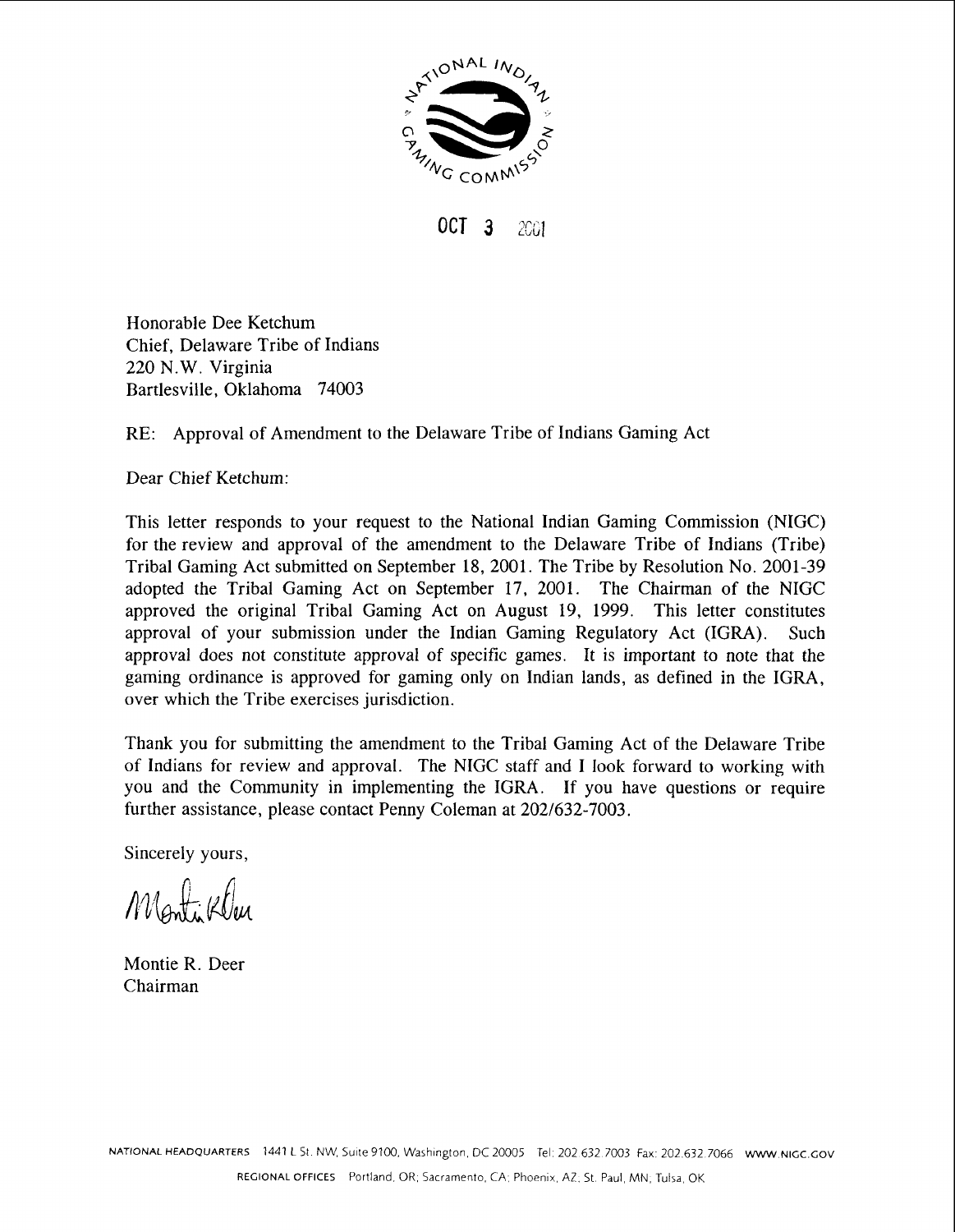NATIONAL INDIAN GAMING COMMISSION

OCT 3 2001

Honorable Dee Ketchum
Chief, Delaware Tribe of Indians
220 N.W. Virginia
Bartlesville, Oklahoma 74003

RE: Approval of Amendment to the Delaware Tribe of Indians Gaming Act

Dear Chief Ketchum:

This letter responds to your request to the National Indian Gaming Commission (NIGC) for the review and approval of the amendment to the Delaware Tribe of Indians (Tribe) Tribal Gaming Act submitted on September 18, 2001. The Tribe by Resolution No. 2001-39 adopted the Tribal Gaming Act on September 17, 2001. The Chairman of the NIGC approved the original Tribal Gaming Act on August 19, 1999. This letter constitutes approval of your submission under the Indian Gaming Regulatory Act (IGRA). Such approval does not constitute approval of specific games. It is important to note that the gaming ordinance is approved for gaming only on Indian lands, as defined in the IGRA, over which the Tribe exercises jurisdiction.

Thank you for submitting the amendment to the Tribal Gaming Act of the Delaware Tribe of Indians for review and approval. The NIGC staff and I look forward to working with you and the Community in implementing the IGRA. If you have questions or require further assistance, please contact Penny Coleman at 202/632-7003.

Sincerely yours,

Montie R. Deer
Chairman

NATIONAL HEADQUARTERS 1441 L St. NW, Suite 9100, Washington, DC 20005 Tel: 202.632.7003 Fax: 202.632.7066 WWW.NIGC.GOV

REGIONAL OFFICES Portland, OR; Sacramento, CA; Phoenix, AZ; St. Paul, MN; Tulsa, OK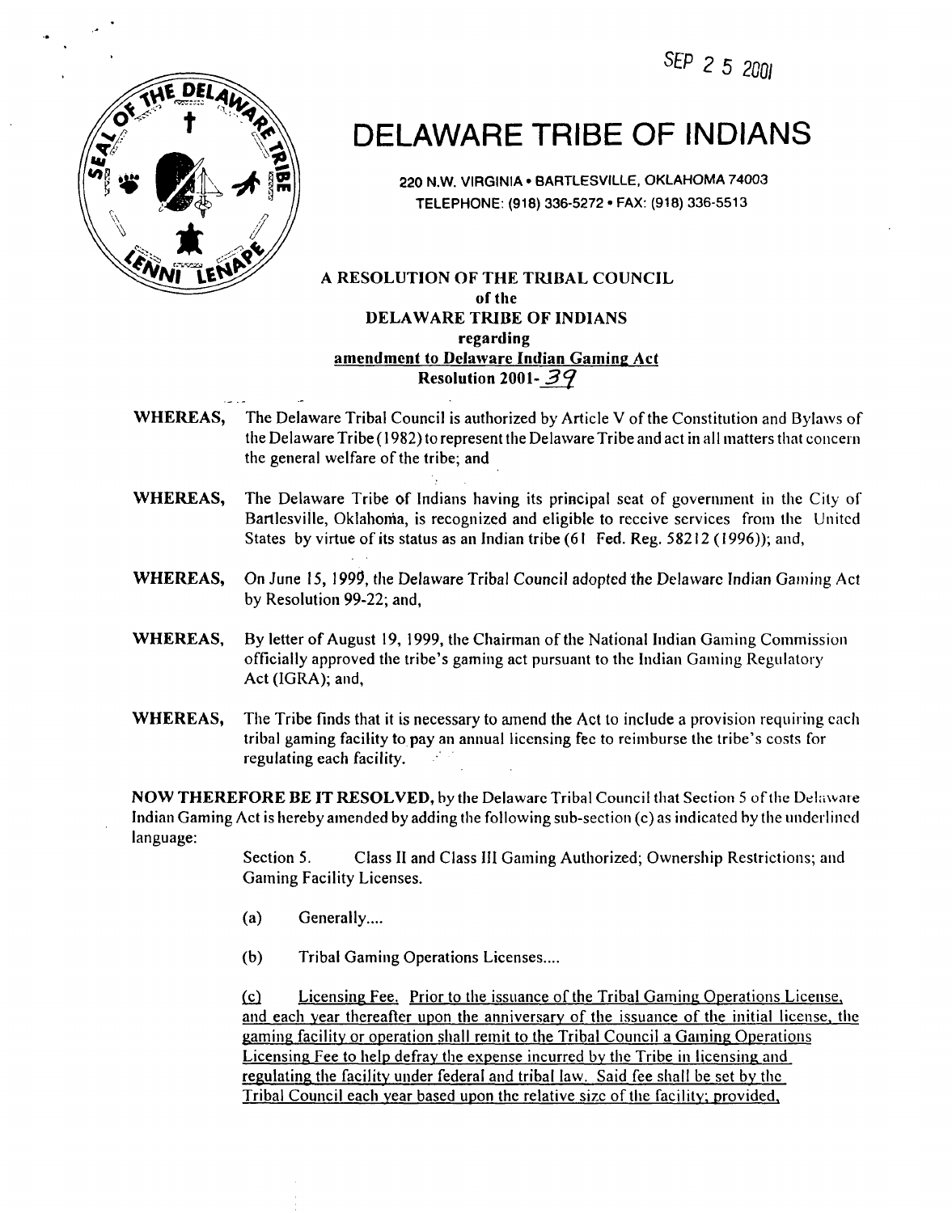SEP 2 5 2001

# DELAWARE TRIBE OF INDIANS

220 N.W. VIRGINIA • BARTLESVILLE, OKLAHOMA 74003
TELEPHONE: (918) 336-5272 • FAX: (918) 336-5513

**A RESOLUTION OF THE TRIBAL COUNCIL**
**of the**
**DELAWARE TRIBE OF INDIANS**
**regarding**
**<u>amendment to Delaware Indian Gaming Act</u>**
**Resolution 2001-39**

**WHEREAS,** The Delaware Tribal Council is authorized by Article V of the Constitution and Bylaws of the Delaware Tribe (1982) to represent the Delaware Tribe and act in all matters that concern the general welfare of the tribe; and

**WHEREAS,** The Delaware Tribe of Indians having its principal seat of government in the City of Bartlesville, Oklahoma, is recognized and eligible to receive services from the United States by virtue of its status as an Indian tribe (61 Fed. Reg. 58212 (1996)); and,

**WHEREAS,** On June 15, 1999, the Delaware Tribal Council adopted the Delaware Indian Gaming Act by Resolution 99-22; and,

**WHEREAS,** By letter of August 19, 1999, the Chairman of the National Indian Gaming Commission officially approved the tribe's gaming act pursuant to the Indian Gaming Regulatory Act (IGRA); and,

**WHEREAS,** The Tribe finds that it is necessary to amend the Act to include a provision requiring each tribal gaming facility to pay an annual licensing fee to reimburse the tribe's costs for regulating each facility.

**NOW THEREFORE BE IT RESOLVED,** by the Delaware Tribal Council that Section 5 of the Delaware Indian Gaming Act is hereby amended by adding the following sub-section (c) as indicated by the underlined language:

> Section 5. Class II and Class III Gaming Authorized; Ownership Restrictions; and Gaming Facility Licenses.
>
> (a) Generally....
>
> (b) Tribal Gaming Operations Licenses....
>
> <u>(c) Licensing Fee. Prior to the issuance of the Tribal Gaming Operations License, and each year thereafter upon the anniversary of the issuance of the initial license, the gaming facility or operation shall remit to the Tribal Council a Gaming Operations Licensing Fee to help defray the expense incurred by the Tribe in licensing and regulating the facility under federal and tribal law. Said fee shall be set by the Tribal Council each year based upon the relative size of the facility; provided,</u>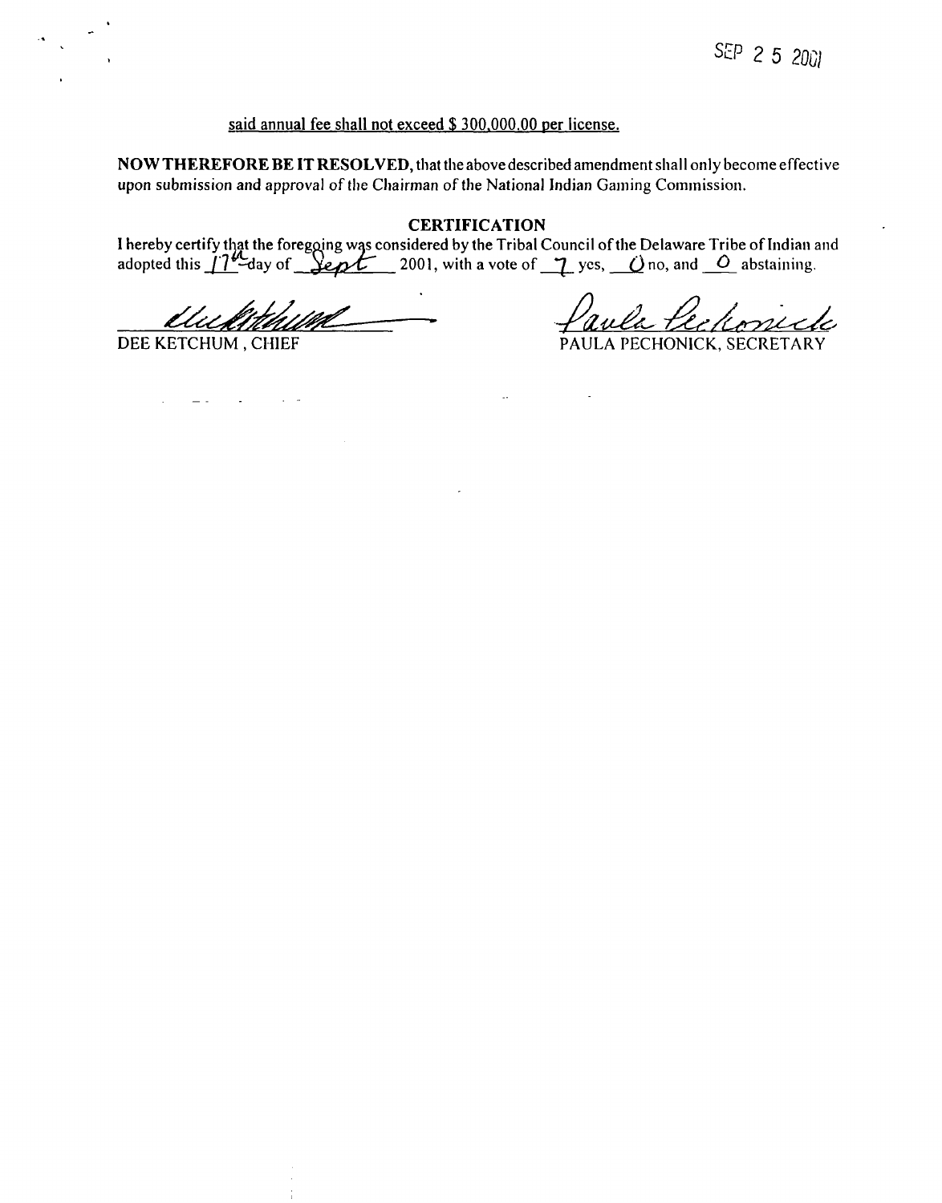SEP 2 5 2001

said annual fee shall not exceed $ 300,000.00 per license.

**NOW THEREFORE BE IT RESOLVED**, that the above described amendment shall only become effective upon submission and approval of the Chairman of the National Indian Gaming Commission.

**CERTIFICATION**

I hereby certify that the foregoing was considered by the Tribal Council of the Delaware Tribe of Indian and adopted this 17th day of Sept 2001, with a vote of 7 yes, 0 no, and 0 abstaining.

DEE KETCHUM, CHIEF

PAULA PECHONICK, SECRETARY